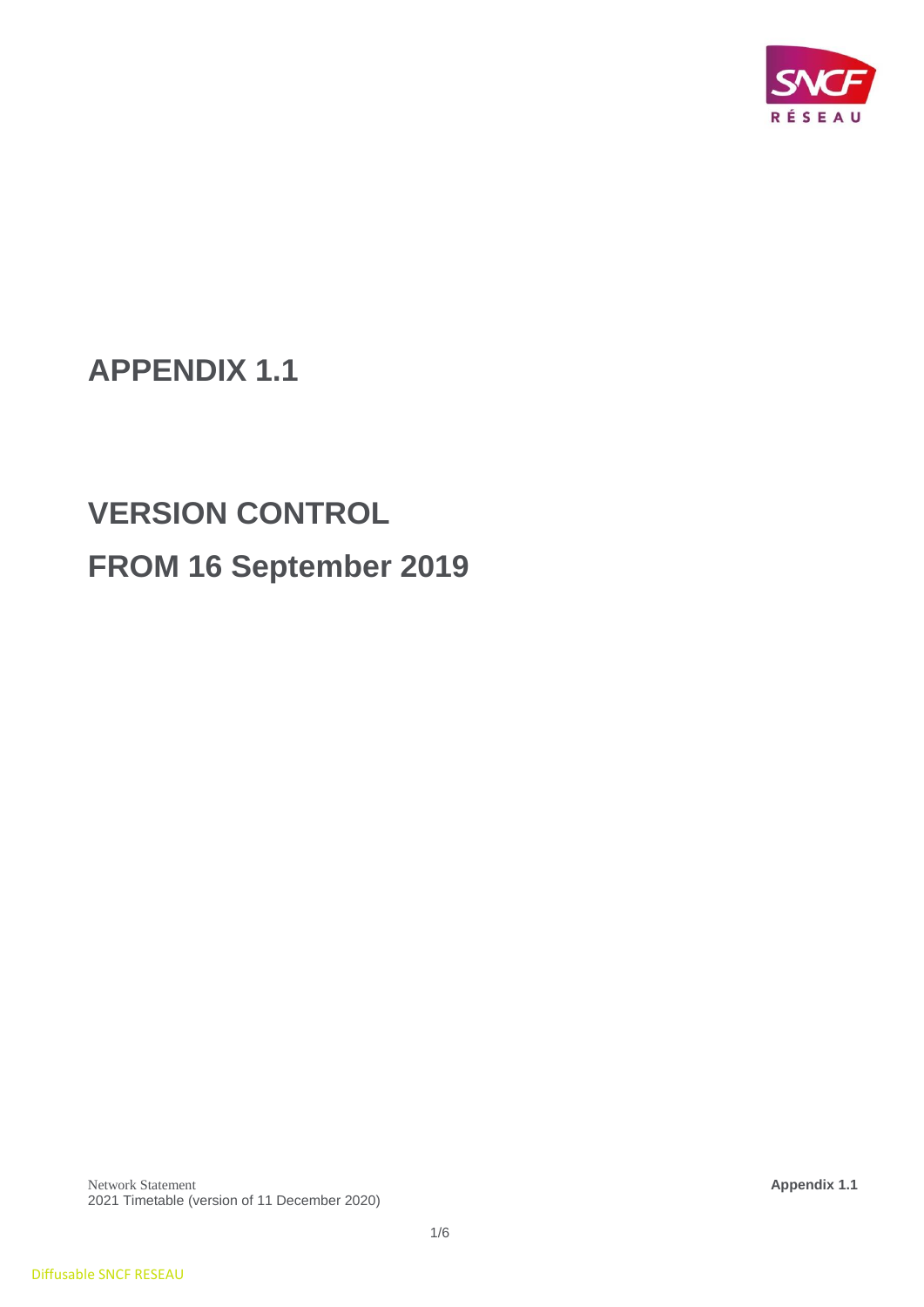# APPENDIX 1.1

# VERSION CONTROL

# FROM 16 September 2019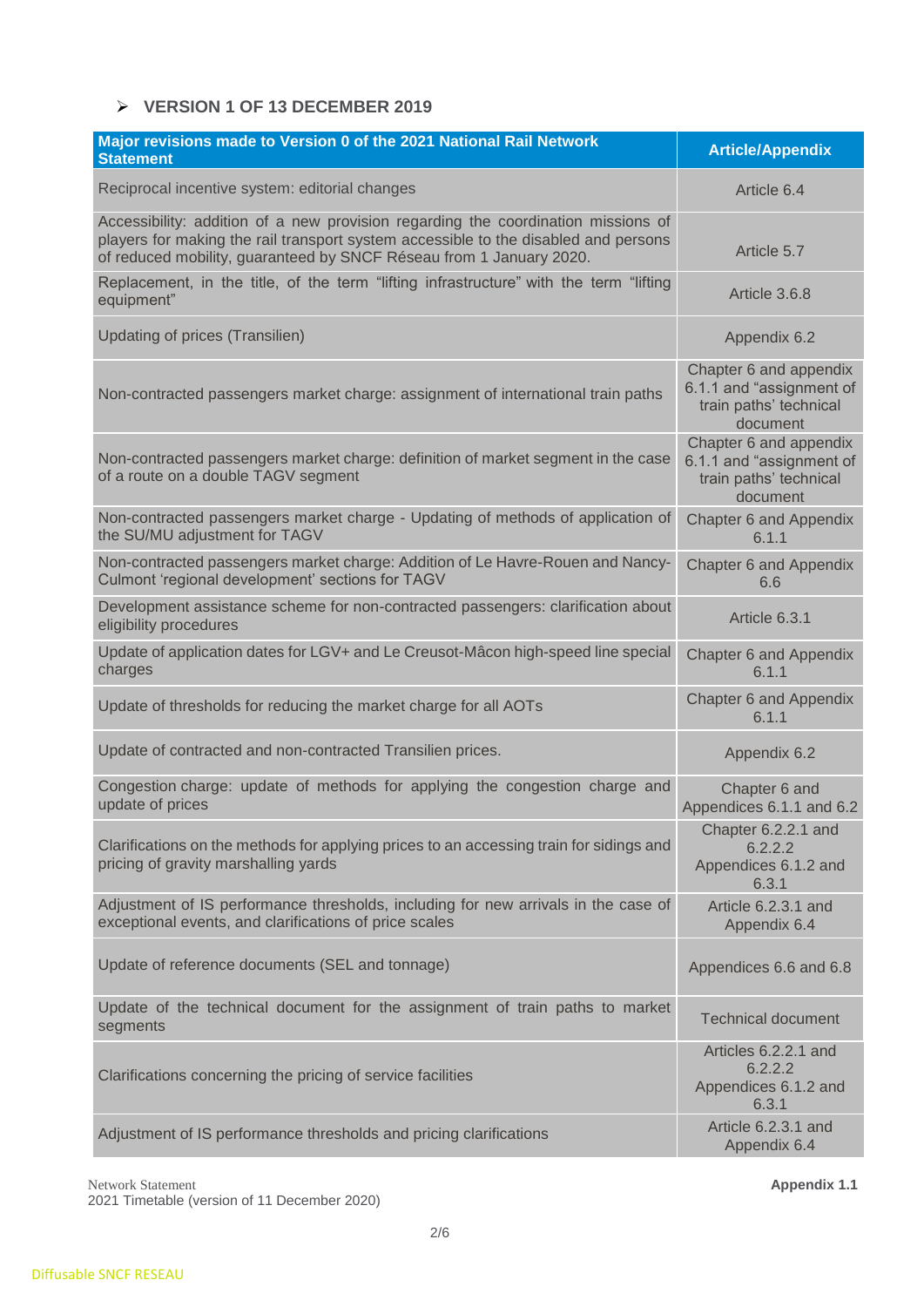- **VERSION 1 OF 13 DECEMBER 2019**

| Major revisions made to Version 0 of the 2021 National Rail Network Statement | Article/Appendix |
|---|---|
| Reciprocal incentive system: editorial changes | Article 6.4 |
| Accessibility: addition of a new provision regarding the coordination missions of players for making the rail transport system accessible to the disabled and persons of reduced mobility, guaranteed by SNCF Réseau from 1 January 2020. | Article 5.7 |
| Replacement, in the title, of the term "lifting infrastructure" with the term "lifting equipment" | Article 3.6.8 |
| Updating of prices (Transilien) | Appendix 6.2 |
| Non-contracted passengers market charge: assignment of international train paths | Chapter 6 and appendix 6.1.1 and "assignment of train paths' technical document |
| Non-contracted passengers market charge: definition of market segment in the case of a route on a double TAGV segment | Chapter 6 and appendix 6.1.1 and "assignment of train paths' technical document |
| Non-contracted passengers market charge - Updating of methods of application of the SU/MU adjustment for TAGV | Chapter 6 and Appendix 6.1.1 |
| Non-contracted passengers market charge: Addition of Le Havre-Rouen and Nancy-Culmont 'regional development' sections for TAGV | Chapter 6 and Appendix 6.6 |
| Development assistance scheme for non-contracted passengers: clarification about eligibility procedures | Article 6.3.1 |
| Update of application dates for LGV+ and Le Creusot-Mâcon high-speed line special charges | Chapter 6 and Appendix 6.1.1 |
| Update of thresholds for reducing the market charge for all AOTs | Chapter 6 and Appendix 6.1.1 |
| Update of contracted and non-contracted Transilien prices. | Appendix 6.2 |
| Congestion charge: update of methods for applying the congestion charge and update of prices | Chapter 6 and Appendices 6.1.1 and 6.2 |
| Clarifications on the methods for applying prices to an accessing train for sidings and pricing of gravity marshalling yards | Chapter 6.2.2.1 and 6.2.2.2 Appendices 6.1.2 and 6.3.1 |
| Adjustment of IS performance thresholds, including for new arrivals in the case of exceptional events, and clarifications of price scales | Article 6.2.3.1 and Appendix 6.4 |
| Update of reference documents (SEL and tonnage) | Appendices 6.6 and 6.8 |
| Update of the technical document for the assignment of train paths to market segments | Technical document |
| Clarifications concerning the pricing of service facilities | Articles 6.2.2.1 and 6.2.2.2 Appendices 6.1.2 and 6.3.1 |
| Adjustment of IS performance thresholds and pricing clarifications | Article 6.2.3.1 and Appendix 6.4 |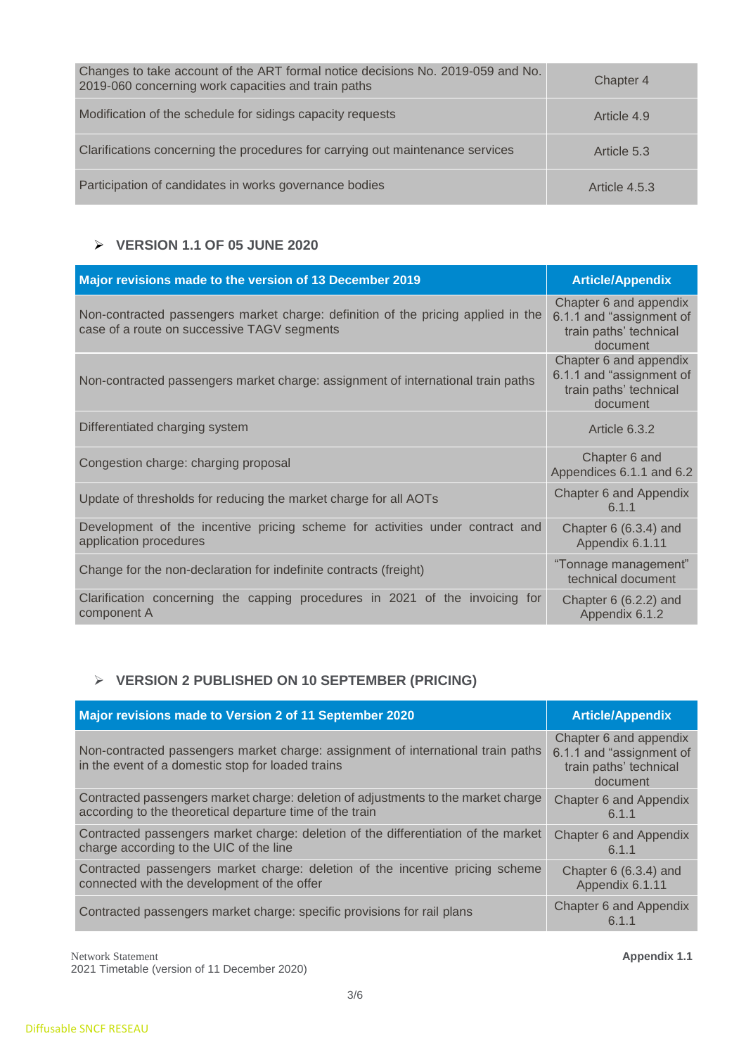| | |
|---|---|
| Changes to take account of the ART formal notice decisions No. 2019-059 and No. 2019-060 concerning work capacities and train paths | Chapter 4 |
| Modification of the schedule for sidings capacity requests | Article 4.9 |
| Clarifications concerning the procedures for carrying out maintenance services | Article 5.3 |
| Participation of candidates in works governance bodies | Article 4.5.3 |

- **VERSION 1.1 OF 05 JUNE 2020**

| Major revisions made to the version of 13 December 2019 | Article/Appendix |
|---|---|
| Non-contracted passengers market charge: definition of the pricing applied in the case of a route on successive TAGV segments | Chapter 6 and appendix 6.1.1 and "assignment of train paths' technical document |
| Non-contracted passengers market charge: assignment of international train paths | Chapter 6 and appendix 6.1.1 and "assignment of train paths' technical document |
| Differentiated charging system | Article 6.3.2 |
| Congestion charge: charging proposal | Chapter 6 and Appendices 6.1.1 and 6.2 |
| Update of thresholds for reducing the market charge for all AOTs | Chapter 6 and Appendix 6.1.1 |
| Development of the incentive pricing scheme for activities under contract and application procedures | Chapter 6 (6.3.4) and Appendix 6.1.11 |
| Change for the non-declaration for indefinite contracts (freight) | "Tonnage management" technical document |
| Clarification concerning the capping procedures in 2021 of the invoicing for component A | Chapter 6 (6.2.2) and Appendix 6.1.2 |

- **VERSION 2 PUBLISHED ON 10 SEPTEMBER (PRICING)**

| Major revisions made to Version 2 of 11 September 2020 | Article/Appendix |
|---|---|
| Non-contracted passengers market charge: assignment of international train paths in the event of a domestic stop for loaded trains | Chapter 6 and appendix 6.1.1 and "assignment of train paths' technical document |
| Contracted passengers market charge: deletion of adjustments to the market charge according to the theoretical departure time of the train | Chapter 6 and Appendix 6.1.1 |
| Contracted passengers market charge: deletion of the differentiation of the market charge according to the UIC of the line | Chapter 6 and Appendix 6.1.1 |
| Contracted passengers market charge: deletion of the incentive pricing scheme connected with the development of the offer | Chapter 6 (6.3.4) and Appendix 6.1.11 |
| Contracted passengers market charge: specific provisions for rail plans | Chapter 6 and Appendix 6.1.1 |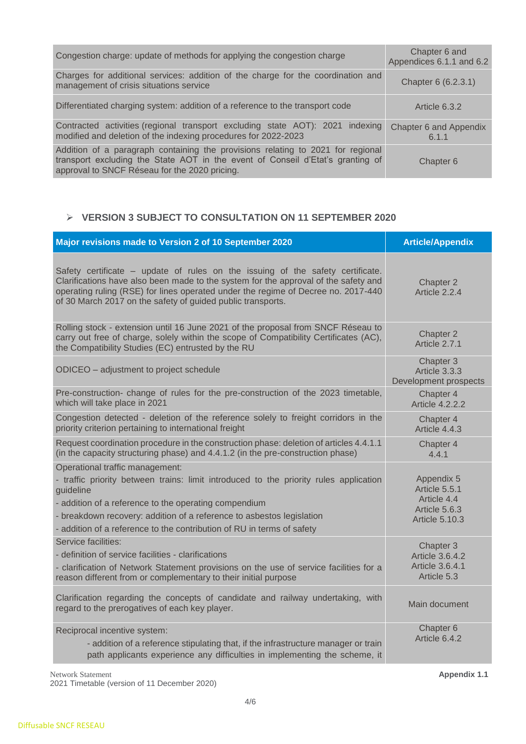| | |
|---|---|
| Congestion charge: update of methods for applying the congestion charge | Chapter 6 and Appendices 6.1.1 and 6.2 |
| Charges for additional services: addition of the charge for the coordination and management of crisis situations service | Chapter 6 (6.2.3.1) |
| Differentiated charging system: addition of a reference to the transport code | Article 6.3.2 |
| Contracted activities (regional transport excluding state AOT): 2021 indexing modified and deletion of the indexing procedures for 2022-2023 | Chapter 6 and Appendix 6.1.1 |
| Addition of a paragraph containing the provisions relating to 2021 for regional transport excluding the State AOT in the event of Conseil d'Etat's granting of approval to SNCF Réseau for the 2020 pricing. | Chapter 6 |

- **VERSION 3 SUBJECT TO CONSULTATION ON 11 SEPTEMBER 2020**

| Major revisions made to Version 2 of 10 September 2020 | Article/Appendix |
|---|---|
| Safety certificate – update of rules on the issuing of the safety certificate. Clarifications have also been made to the system for the approval of the safety and operating ruling (RSE) for lines operated under the regime of Decree no. 2017-440 of 30 March 2017 on the safety of guided public transports. | Chapter 2<br>Article 2.2.4 |
| Rolling stock - extension until 16 June 2021 of the proposal from SNCF Réseau to carry out free of charge, solely within the scope of Compatibility Certificates (AC), the Compatibility Studies (EC) entrusted by the RU | Chapter 2<br>Article 2.7.1 |
| ODICEO – adjustment to project schedule | Chapter 3<br>Article 3.3.3<br>Development prospects |
| Pre-construction- change of rules for the pre-construction of the 2023 timetable, which will take place in 2021 | Chapter 4<br>Article 4.2.2.2 |
| Congestion detected - deletion of the reference solely to freight corridors in the priority criterion pertaining to international freight | Chapter 4<br>Article 4.4.3 |
| Request coordination procedure in the construction phase: deletion of articles 4.4.1.1 (in the capacity structuring phase) and 4.4.1.2 (in the pre-construction phase) | Chapter 4<br>4.4.1 |
| Operational traffic management:<br>- traffic priority between trains: limit introduced to the priority rules application guideline<br>- addition of a reference to the operating compendium<br>- breakdown recovery: addition of a reference to asbestos legislation<br>- addition of a reference to the contribution of RU in terms of safety | Appendix 5<br>Article 5.5.1<br>Article 4.4<br>Article 5.6.3<br>Article 5.10.3 |
| Service facilities:<br>- definition of service facilities - clarifications<br>- clarification of Network Statement provisions on the use of service facilities for a reason different from or complementary to their initial purpose | Chapter 3<br>Article 3.6.4.2<br>Article 3.6.4.1<br>Article 5.3 |
| Clarification regarding the concepts of candidate and railway undertaking, with regard to the prerogatives of each key player. | Main document |
| Reciprocal incentive system:<br>- addition of a reference stipulating that, if the infrastructure manager or train path applicants experience any difficulties in implementing the scheme, it | Chapter 6<br>Article 6.4.2 |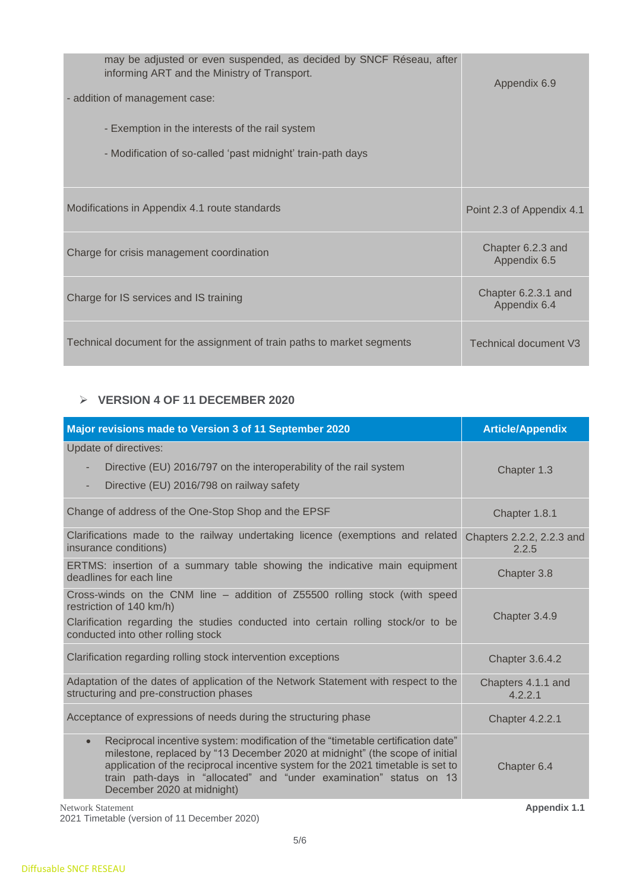| | |
|---|---|
| may be adjusted or even suspended, as decided by SNCF Réseau, after informing ART and the Ministry of Transport.<br><br>- addition of management case:<br><br>- Exemption in the interests of the rail system<br><br>- Modification of so-called 'past midnight' train-path days | Appendix 6.9 |
| Modifications in Appendix 4.1 route standards | Point 2.3 of Appendix 4.1 |
| Charge for crisis management coordination | Chapter 6.2.3 and Appendix 6.5 |
| Charge for IS services and IS training | Chapter 6.2.3.1 and Appendix 6.4 |
| Technical document for the assignment of train paths to market segments | Technical document V3 |

## ➢ VERSION 4 OF 11 DECEMBER 2020

| Major revisions made to Version 3 of 11 September 2020 | Article/Appendix |
|---|---|
| Update of directives:<br>- Directive (EU) 2016/797 on the interoperability of the rail system<br>- Directive (EU) 2016/798 on railway safety | Chapter 1.3 |
| Change of address of the One-Stop Shop and the EPSF | Chapter 1.8.1 |
| Clarifications made to the railway undertaking licence (exemptions and related insurance conditions) | Chapters 2.2.2, 2.2.3 and 2.2.5 |
| ERTMS: insertion of a summary table showing the indicative main equipment deadlines for each line | Chapter 3.8 |
| Cross-winds on the CNM line – addition of Z55500 rolling stock (with speed restriction of 140 km/h)<br>Clarification regarding the studies conducted into certain rolling stock/or to be conducted into other rolling stock | Chapter 3.4.9 |
| Clarification regarding rolling stock intervention exceptions | Chapter 3.6.4.2 |
| Adaptation of the dates of application of the Network Statement with respect to the structuring and pre-construction phases | Chapters 4.1.1 and 4.2.2.1 |
| Acceptance of expressions of needs during the structuring phase | Chapter 4.2.2.1 |
| • Reciprocal incentive system: modification of the "timetable certification date" milestone, replaced by "13 December 2020 at midnight" (the scope of initial application of the reciprocal incentive system for the 2021 timetable is set to train path-days in "allocated" and "under examination" status on 13 December 2020 at midnight) | Chapter 6.4 |

Network Statement
2021 Timetable (version of 11 December 2020) Appendix 1.1

Diffusable SNCF RESEAU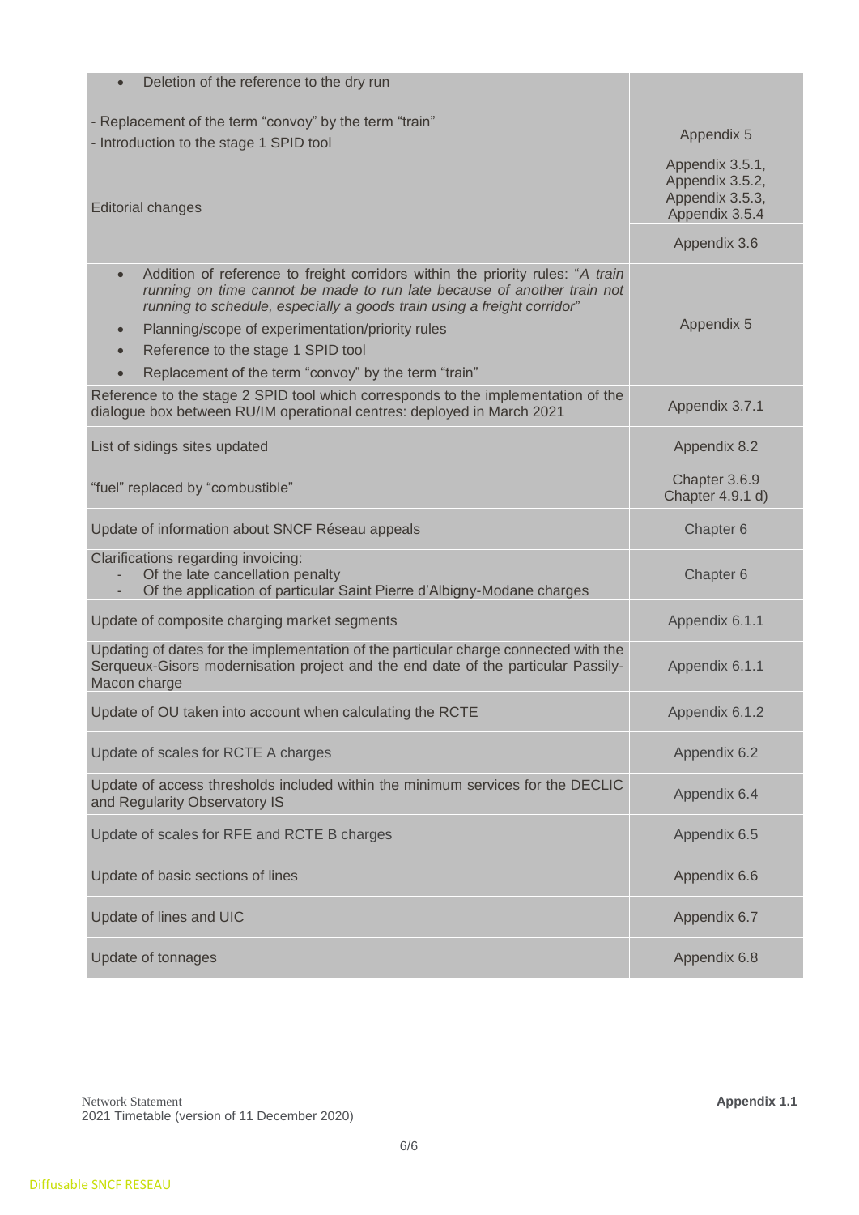| | |
|---|---|
| • Deletion of the reference to the dry run | |
| - Replacement of the term "convoy" by the term "train"<br>- Introduction to the stage 1 SPID tool | Appendix 5 |
| Editorial changes | Appendix 3.5.1, Appendix 3.5.2, Appendix 3.5.3, Appendix 3.5.4 |
| | Appendix 3.6 |
| • Addition of reference to freight corridors within the priority rules: "*A train running on time cannot be made to run late because of another train not running to schedule, especially a goods train using a freight corridor*"<br>• Planning/scope of experimentation/priority rules<br>• Reference to the stage 1 SPID tool<br>• Replacement of the term "convoy" by the term "train" | Appendix 5 |
| Reference to the stage 2 SPID tool which corresponds to the implementation of the dialogue box between RU/IM operational centres: deployed in March 2021 | Appendix 3.7.1 |
| List of sidings sites updated | Appendix 8.2 |
| "fuel" replaced by "combustible" | Chapter 3.6.9<br>Chapter 4.9.1 d) |
| Update of information about SNCF Réseau appeals | Chapter 6 |
| Clarifications regarding invoicing:<br>- Of the late cancellation penalty<br>- Of the application of particular Saint Pierre d'Albigny-Modane charges | Chapter 6 |
| Update of composite charging market segments | Appendix 6.1.1 |
| Updating of dates for the implementation of the particular charge connected with the Serqueux-Gisors modernisation project and the end date of the particular Passily-Macon charge | Appendix 6.1.1 |
| Update of OU taken into account when calculating the RCTE | Appendix 6.1.2 |
| Update of scales for RCTE A charges | Appendix 6.2 |
| Update of access thresholds included within the minimum services for the DECLIC and Regularity Observatory IS | Appendix 6.4 |
| Update of scales for RFE and RCTE B charges | Appendix 6.5 |
| Update of basic sections of lines | Appendix 6.6 |
| Update of lines and UIC | Appendix 6.7 |
| Update of tonnages | Appendix 6.8 |